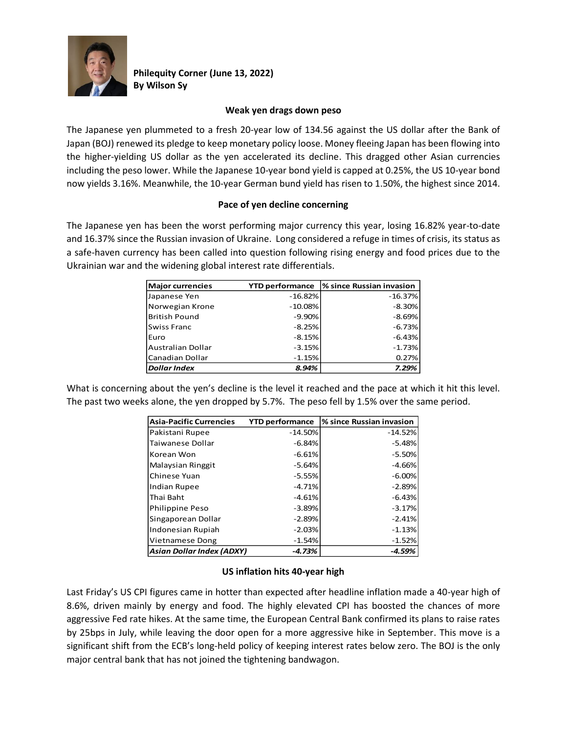**Philequity Corner (June 13, 2022)**
**By Wilson Sy**

### Weak yen drags down peso

The Japanese yen plummeted to a fresh 20-year low of 134.56 against the US dollar after the Bank of Japan (BOJ) renewed its pledge to keep monetary policy loose. Money fleeing Japan has been flowing into the higher-yielding US dollar as the yen accelerated its decline. This dragged other Asian currencies including the peso lower. While the Japanese 10-year bond yield is capped at 0.25%, the US 10-year bond now yields 3.16%. Meanwhile, the 10-year German bund yield has risen to 1.50%, the highest since 2014.

### Pace of yen decline concerning

The Japanese yen has been the worst performing major currency this year, losing 16.82% year-to-date and 16.37% since the Russian invasion of Ukraine. Long considered a refuge in times of crisis, its status as a safe-haven currency has been called into question following rising energy and food prices due to the Ukrainian war and the widening global interest rate differentials.

| Major currencies | YTD performance | % since Russian invasion |
|---|---|---|
| Japanese Yen | -16.82% | -16.37% |
| Norwegian Krone | -10.08% | -8.30% |
| British Pound | -9.90% | -8.69% |
| Swiss Franc | -8.25% | -6.73% |
| Euro | -8.15% | -6.43% |
| Australian Dollar | -3.15% | -1.73% |
| Canadian Dollar | -1.15% | 0.27% |
| ***Dollar Index*** | ***8.94%*** | ***7.29%*** |

What is concerning about the yen's decline is the level it reached and the pace at which it hit this level. The past two weeks alone, the yen dropped by 5.7%. The peso fell by 1.5% over the same period.

| Asia-Pacific Currencies | YTD performance | % since Russian invasion |
|---|---|---|
| Pakistani Rupee | -14.50% | -14.52% |
| Taiwanese Dollar | -6.84% | -5.48% |
| Korean Won | -6.61% | -5.50% |
| Malaysian Ringgit | -5.64% | -4.66% |
| Chinese Yuan | -5.55% | -6.00% |
| Indian Rupee | -4.71% | -2.89% |
| Thai Baht | -4.61% | -6.43% |
| Philippine Peso | -3.89% | -3.17% |
| Singaporean Dollar | -2.89% | -2.41% |
| Indonesian Rupiah | -2.03% | -1.13% |
| Vietnamese Dong | -1.54% | -1.52% |
| ***Asian Dollar Index (ADXY)*** | ***-4.73%*** | ***-4.59%*** |

### US inflation hits 40-year high

Last Friday's US CPI figures came in hotter than expected after headline inflation made a 40-year high of 8.6%, driven mainly by energy and food. The highly elevated CPI has boosted the chances of more aggressive Fed rate hikes. At the same time, the European Central Bank confirmed its plans to raise rates by 25bps in July, while leaving the door open for a more aggressive hike in September. This move is a significant shift from the ECB's long-held policy of keeping interest rates below zero. The BOJ is the only major central bank that has not joined the tightening bandwagon.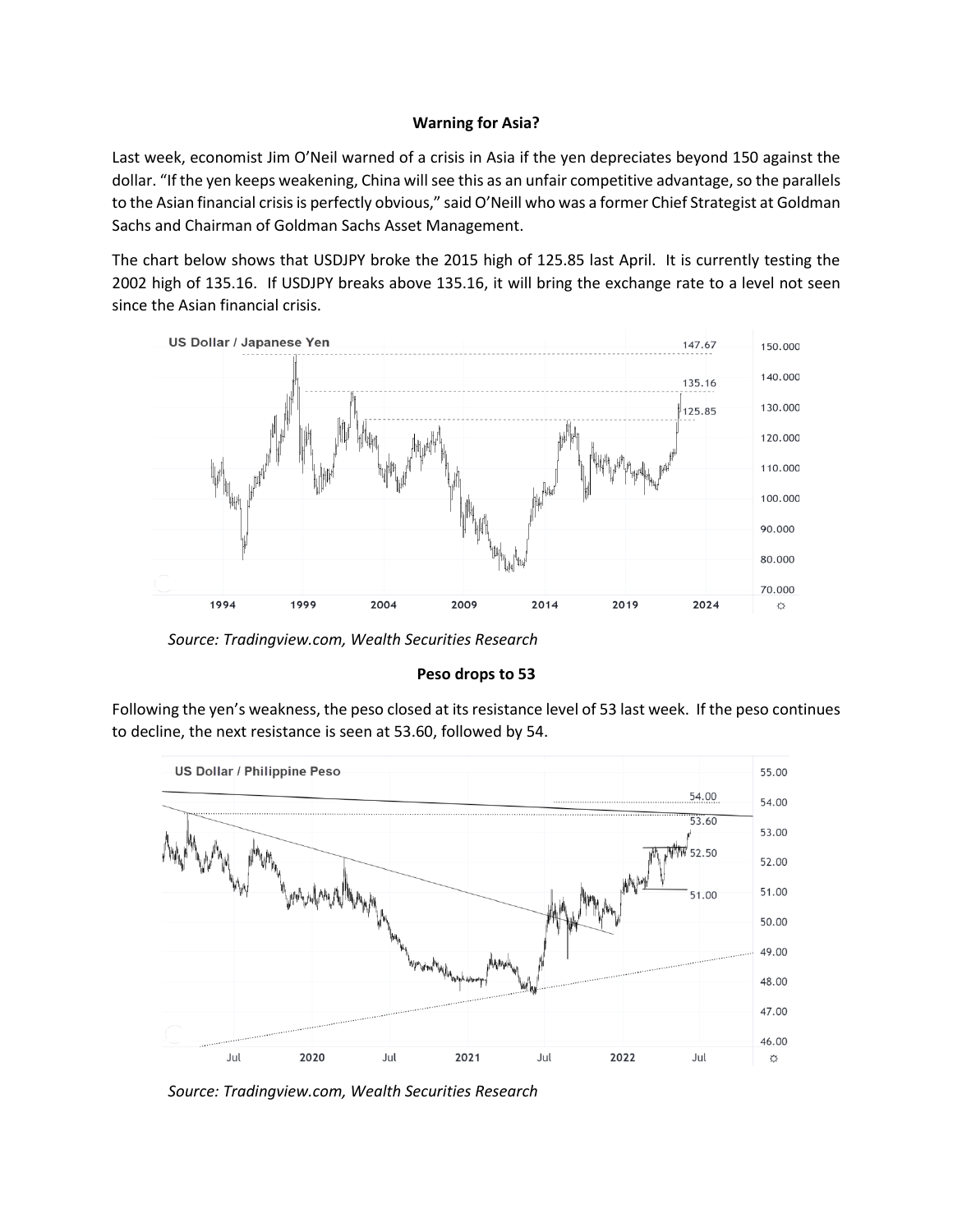**Warning for Asia?**

Last week, economist Jim O'Neil warned of a crisis in Asia if the yen depreciates beyond 150 against the dollar. "If the yen keeps weakening, China will see this as an unfair competitive advantage, so the parallels to the Asian financial crisis is perfectly obvious," said O'Neill who was a former Chief Strategist at Goldman Sachs and Chairman of Goldman Sachs Asset Management.

The chart below shows that USDJPY broke the 2015 high of 125.85 last April. It is currently testing the 2002 high of 135.16. If USDJPY breaks above 135.16, it will bring the exchange rate to a level not seen since the Asian financial crisis.

*Source: Tradingview.com, Wealth Securities Research*

**Peso drops to 53**

Following the yen's weakness, the peso closed at its resistance level of 53 last week. If the peso continues to decline, the next resistance is seen at 53.60, followed by 54.

*Source: Tradingview.com, Wealth Securities Research*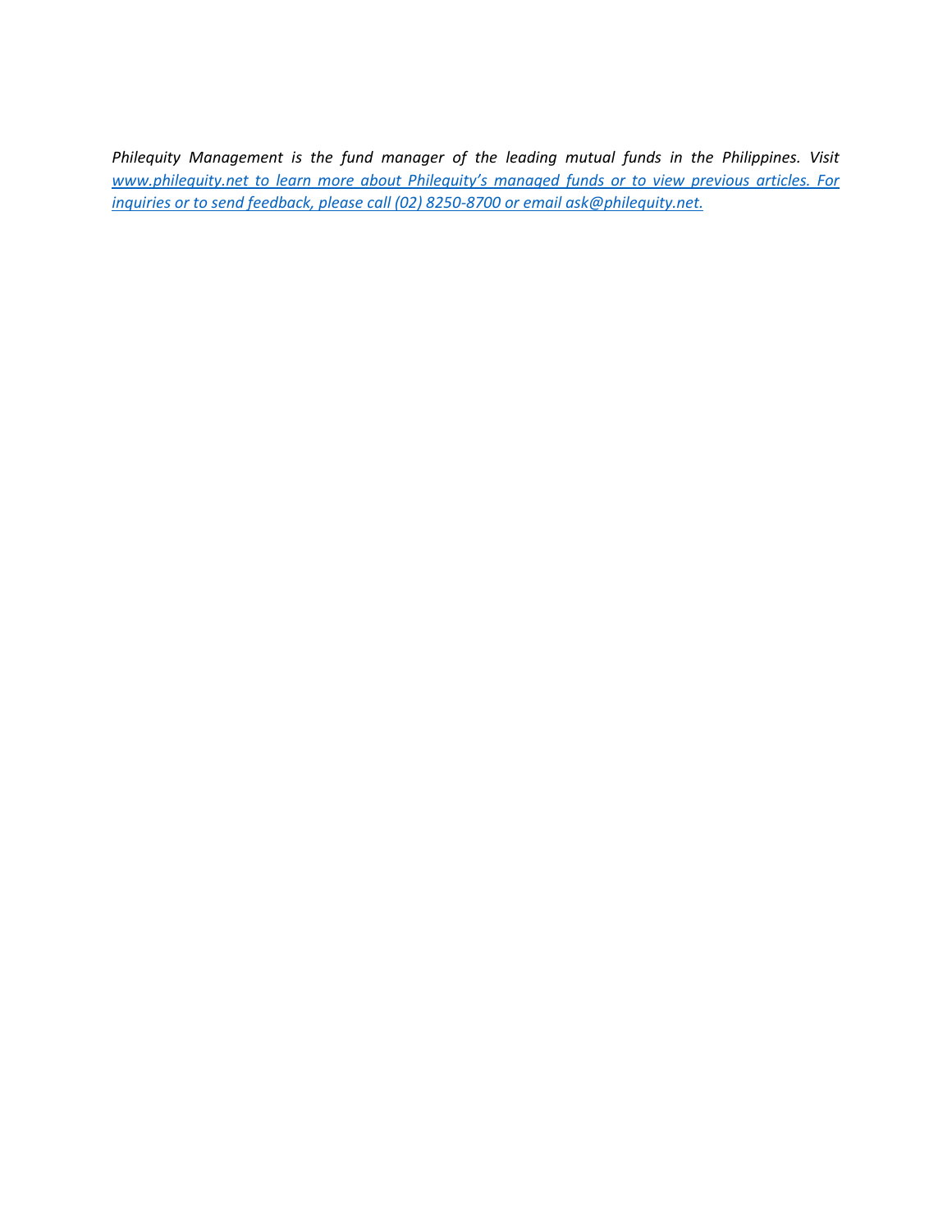*Philequity Management is the fund manager of the leading mutual funds in the Philippines. Visit www.philequity.net to learn more about Philequity's managed funds or to view previous articles. For inquiries or to send feedback, please call (02) 8250-8700 or email ask@philequity.net.*